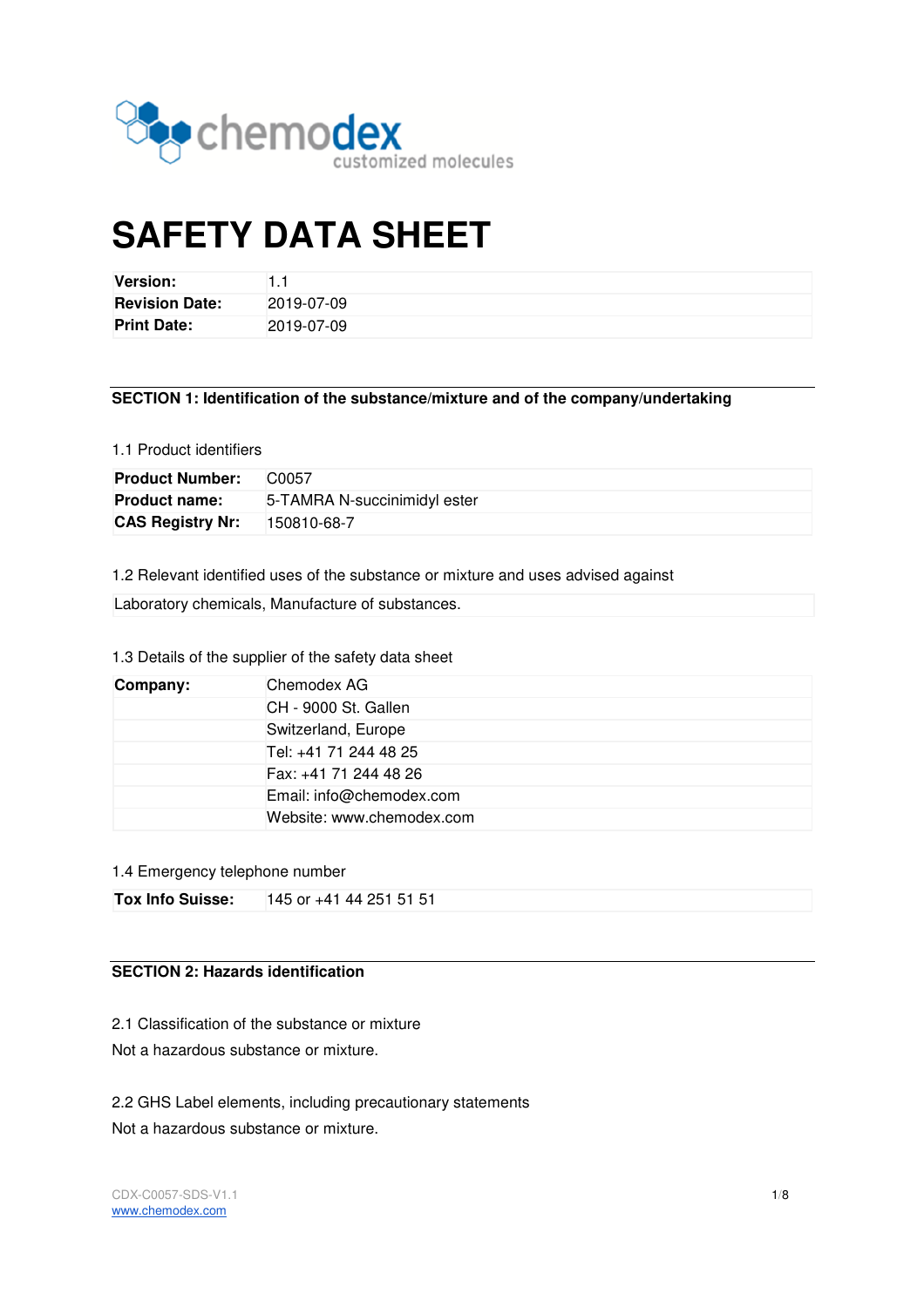# SAFETY DATA SHEET

| Version: | 1.1 |
|---|---|
| Revision Date: | 2019-07-09 |
| Print Date: | 2019-07-09 |

## SECTION 1: Identification of the substance/mixture and of the company/undertaking

### 1.1 Product identifiers

| Product Number: | C0057 |
|---|---|
| Product name: | 5-TAMRA N-succinimidyl ester |
| CAS Registry Nr: | 150810-68-7 |

### 1.2 Relevant identified uses of the substance or mixture and uses advised against

Laboratory chemicals, Manufacture of substances.

### 1.3 Details of the supplier of the safety data sheet

| Company: | Chemodex AG |
|---|---|
| | CH - 9000 St. Gallen |
| | Switzerland, Europe |
| | Tel: +41 71 244 48 25 |
| | Fax: +41 71 244 48 26 |
| | Email: info@chemodex.com |
| | Website: www.chemodex.com |

### 1.4 Emergency telephone number

| Tox Info Suisse: | 145 or +41 44 251 51 51 |
|---|---|

## SECTION 2: Hazards identification

### 2.1 Classification of the substance or mixture

Not a hazardous substance or mixture.

### 2.2 GHS Label elements, including precautionary statements

Not a hazardous substance or mixture.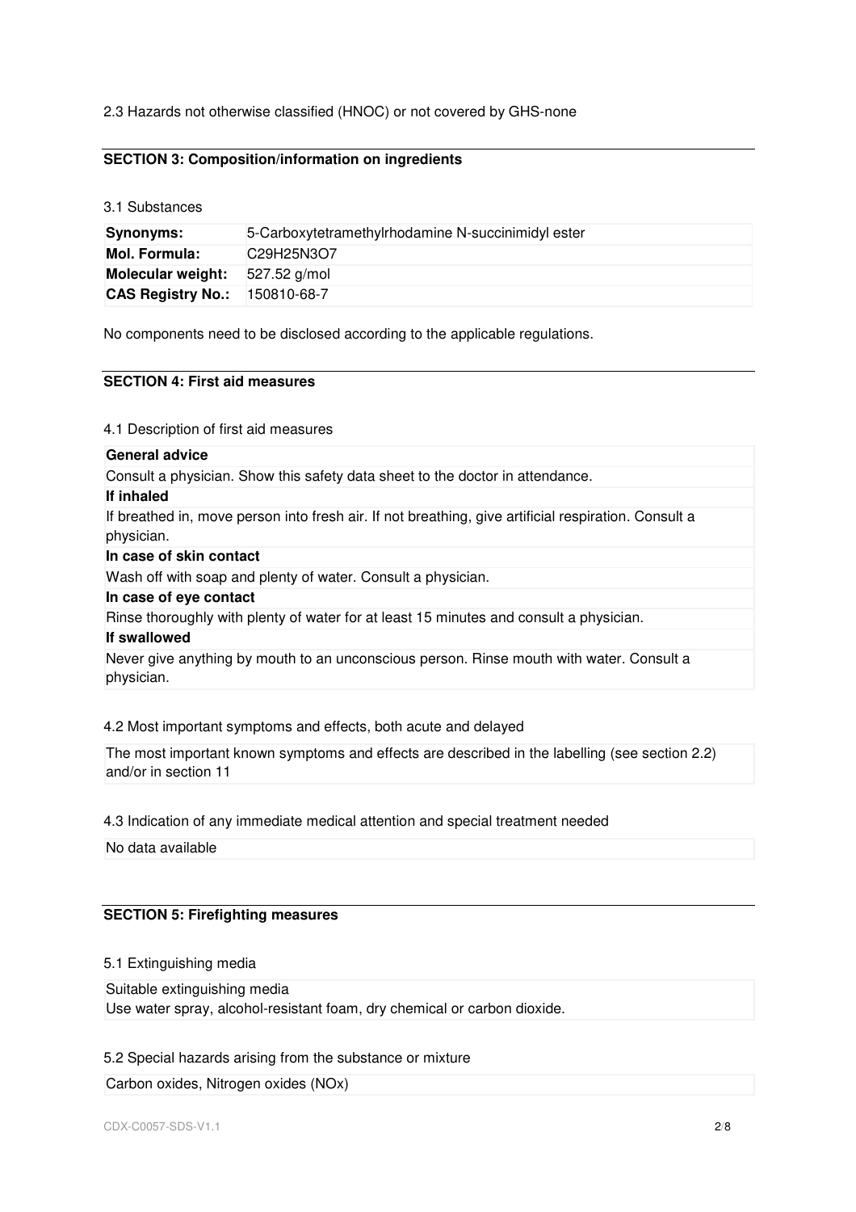2.3 Hazards not otherwise classified (HNOC) or not covered by GHS-none

## SECTION 3: Composition/information on ingredients

3.1 Substances

| **Synonyms:** | 5-Carboxytetramethylrhodamine N-succinimidyl ester |
|---|---|
| **Mol. Formula:** | $C_{29}H_{25}N_3O_7$ |
| **Molecular weight:** | 527.52 g/mol |
| **CAS Registry No.:** | 150810-68-7 |

No components need to be disclosed according to the applicable regulations.

## SECTION 4: First aid measures

4.1 Description of first aid measures

**General advice**

Consult a physician. Show this safety data sheet to the doctor in attendance.

**If inhaled**

If breathed in, move person into fresh air. If not breathing, give artificial respiration. Consult a physician.

**In case of skin contact**

Wash off with soap and plenty of water. Consult a physician.

**In case of eye contact**

Rinse thoroughly with plenty of water for at least 15 minutes and consult a physician.

**If swallowed**

Never give anything by mouth to an unconscious person. Rinse mouth with water. Consult a physician.

4.2 Most important symptoms and effects, both acute and delayed

The most important known symptoms and effects are described in the labelling (see section 2.2) and/or in section 11

4.3 Indication of any immediate medical attention and special treatment needed

No data available

## SECTION 5: Firefighting measures

5.1 Extinguishing media

Suitable extinguishing media
Use water spray, alcohol-resistant foam, dry chemical or carbon dioxide.

5.2 Special hazards arising from the substance or mixture

Carbon oxides, Nitrogen oxides (NOx)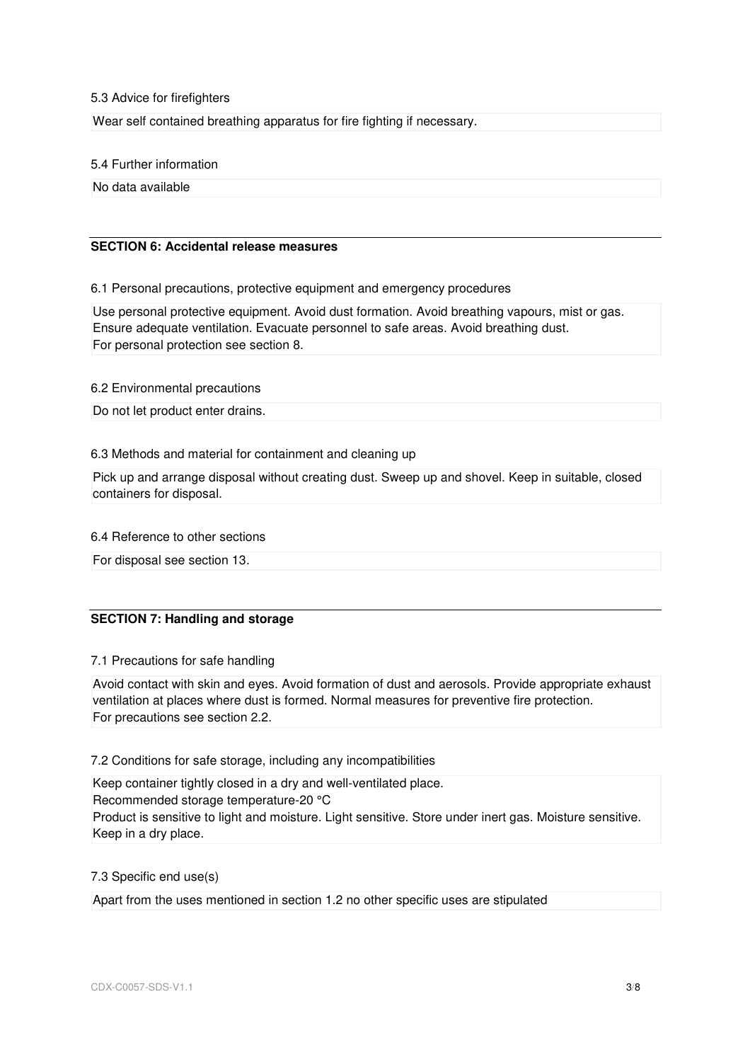5.3 Advice for firefighters

Wear self contained breathing apparatus for fire fighting if necessary.

5.4 Further information

No data available

## SECTION 6: Accidental release measures

6.1 Personal precautions, protective equipment and emergency procedures

Use personal protective equipment. Avoid dust formation. Avoid breathing vapours, mist or gas. Ensure adequate ventilation. Evacuate personnel to safe areas. Avoid breathing dust.
For personal protection see section 8.

6.2 Environmental precautions

Do not let product enter drains.

6.3 Methods and material for containment and cleaning up

Pick up and arrange disposal without creating dust. Sweep up and shovel. Keep in suitable, closed containers for disposal.

6.4 Reference to other sections

For disposal see section 13.

## SECTION 7: Handling and storage

7.1 Precautions for safe handling

Avoid contact with skin and eyes. Avoid formation of dust and aerosols. Provide appropriate exhaust ventilation at places where dust is formed. Normal measures for preventive fire protection.
For precautions see section 2.2.

7.2 Conditions for safe storage, including any incompatibilities

Keep container tightly closed in a dry and well-ventilated place.
Recommended storage temperature-20 °C
Product is sensitive to light and moisture. Light sensitive. Store under inert gas. Moisture sensitive.
Keep in a dry place.

7.3 Specific end use(s)

Apart from the uses mentioned in section 1.2 no other specific uses are stipulated

CDX-C0057-SDS-V1.1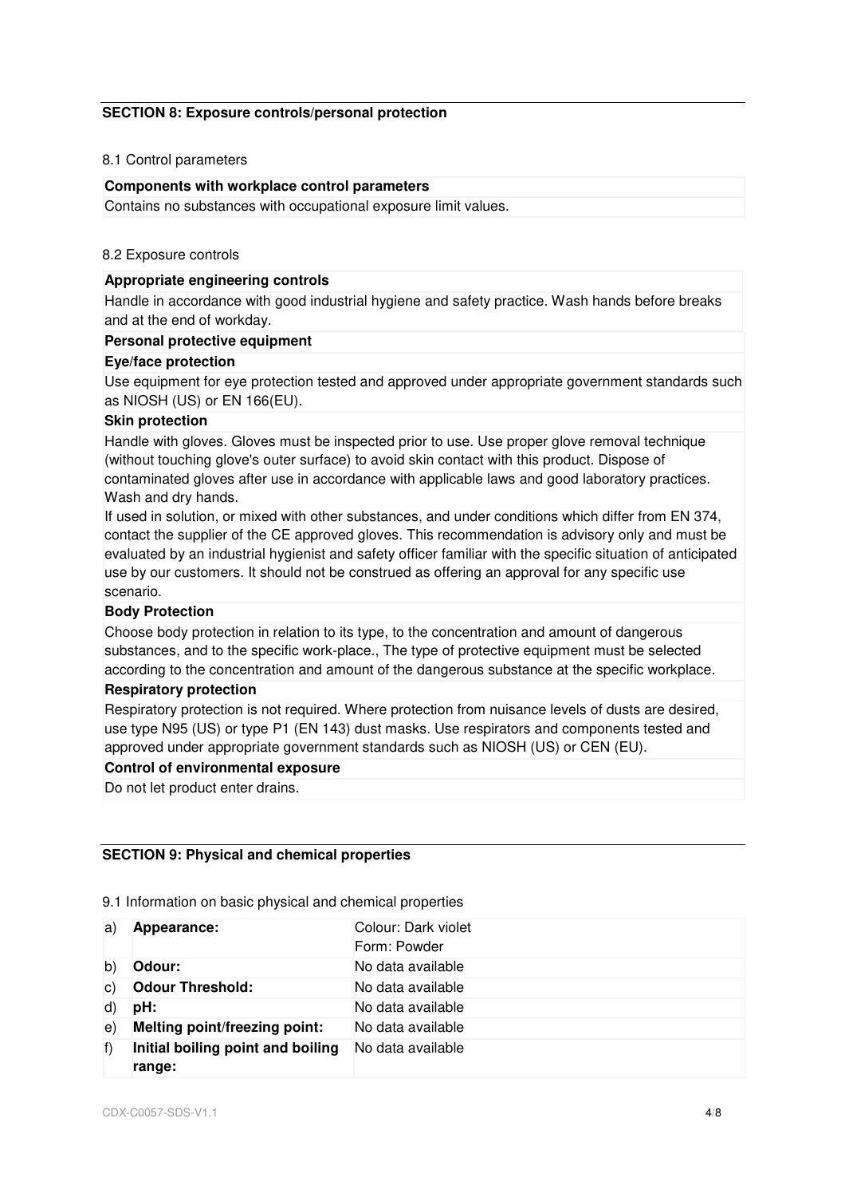## SECTION 8: Exposure controls/personal protection

8.1 Control parameters

**Components with workplace control parameters**

Contains no substances with occupational exposure limit values.

8.2 Exposure controls

**Appropriate engineering controls**

Handle in accordance with good industrial hygiene and safety practice. Wash hands before breaks and at the end of workday.

**Personal protective equipment**

**Eye/face protection**

Use equipment for eye protection tested and approved under appropriate government standards such as NIOSH (US) or EN 166(EU).

**Skin protection**

Handle with gloves. Gloves must be inspected prior to use. Use proper glove removal technique (without touching glove's outer surface) to avoid skin contact with this product. Dispose of contaminated gloves after use in accordance with applicable laws and good laboratory practices. Wash and dry hands.

If used in solution, or mixed with other substances, and under conditions which differ from EN 374, contact the supplier of the CE approved gloves. This recommendation is advisory only and must be evaluated by an industrial hygienist and safety officer familiar with the specific situation of anticipated use by our customers. It should not be construed as offering an approval for any specific use scenario.

**Body Protection**

Choose body protection in relation to its type, to the concentration and amount of dangerous substances, and to the specific work-place., The type of protective equipment must be selected according to the concentration and amount of the dangerous substance at the specific workplace.

**Respiratory protection**

Respiratory protection is not required. Where protection from nuisance levels of dusts are desired, use type N95 (US) or type P1 (EN 143) dust masks. Use respirators and components tested and approved under appropriate government standards such as NIOSH (US) or CEN (EU).

**Control of environmental exposure**

Do not let product enter drains.

## SECTION 9: Physical and chemical properties

9.1 Information on basic physical and chemical properties

| | | |
|---|---|---|
| a) | **Appearance:** | Colour: Dark violet<br>Form: Powder |
| b) | **Odour:** | No data available |
| c) | **Odour Threshold:** | No data available |
| d) | **pH:** | No data available |
| e) | **Melting point/freezing point:** | No data available |
| f) | **Initial boiling point and boiling range:** | No data available |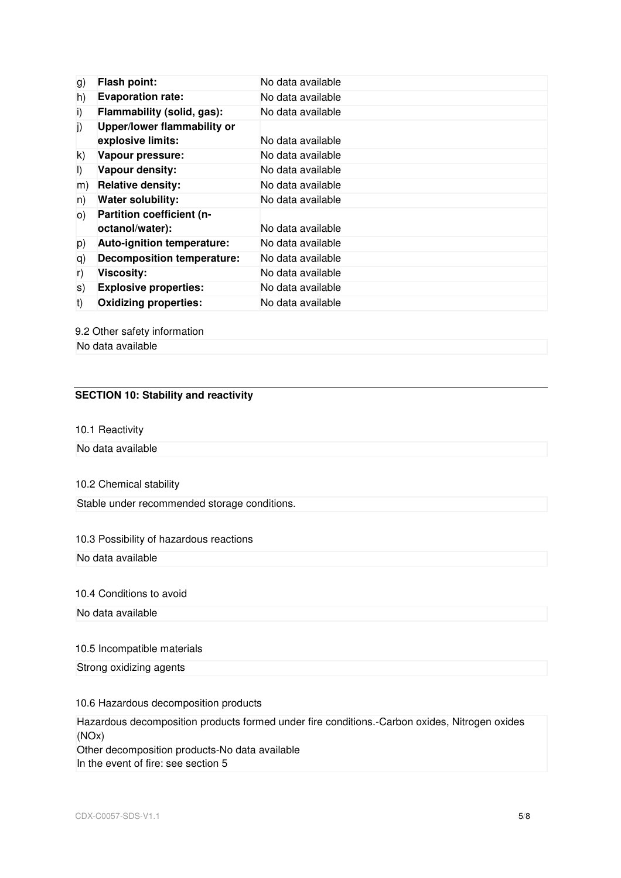| | | |
|---|---|---|
| g) | **Flash point:** | No data available |
| h) | **Evaporation rate:** | No data available |
| i) | **Flammability (solid, gas):** | No data available |
| j) | **Upper/lower flammability or explosive limits:** | No data available |
| k) | **Vapour pressure:** | No data available |
| l) | **Vapour density:** | No data available |
| m) | **Relative density:** | No data available |
| n) | **Water solubility:** | No data available |
| o) | **Partition coefficient (n-octanol/water):** | No data available |
| p) | **Auto-ignition temperature:** | No data available |
| q) | **Decomposition temperature:** | No data available |
| r) | **Viscosity:** | No data available |
| s) | **Explosive properties:** | No data available |
| t) | **Oxidizing properties:** | No data available |

9.2 Other safety information

No data available

## SECTION 10: Stability and reactivity

10.1 Reactivity

No data available

10.2 Chemical stability

Stable under recommended storage conditions.

10.3 Possibility of hazardous reactions

No data available

10.4 Conditions to avoid

No data available

10.5 Incompatible materials

Strong oxidizing agents

10.6 Hazardous decomposition products

Hazardous decomposition products formed under fire conditions.-Carbon oxides, Nitrogen oxides (NOx)
Other decomposition products-No data available
In the event of fire: see section 5

CDX-C0057-SDS-V1.1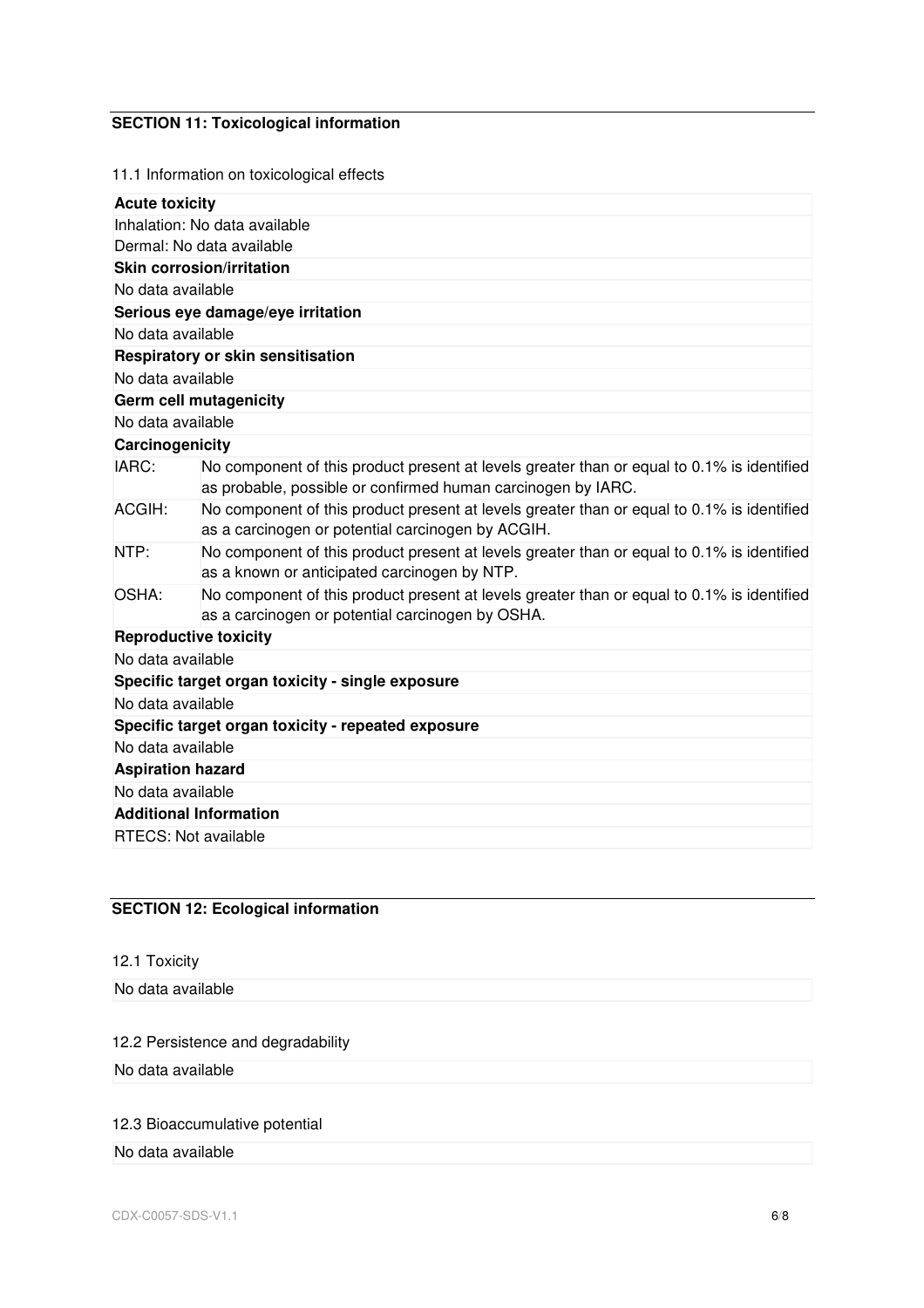## SECTION 11: Toxicological information

11.1 Information on toxicological effects

**Acute toxicity**

Inhalation: No data available

Dermal: No data available

**Skin corrosion/irritation**

No data available

**Serious eye damage/eye irritation**

No data available

**Respiratory or skin sensitisation**

No data available

**Germ cell mutagenicity**

No data available

**Carcinogenicity**

| | |
|---|---|
| IARC: | No component of this product present at levels greater than or equal to 0.1% is identified as probable, possible or confirmed human carcinogen by IARC. |
| ACGIH: | No component of this product present at levels greater than or equal to 0.1% is identified as a carcinogen or potential carcinogen by ACGIH. |
| NTP: | No component of this product present at levels greater than or equal to 0.1% is identified as a known or anticipated carcinogen by NTP. |
| OSHA: | No component of this product present at levels greater than or equal to 0.1% is identified as a carcinogen or potential carcinogen by OSHA. |

**Reproductive toxicity**

No data available

**Specific target organ toxicity - single exposure**

No data available

**Specific target organ toxicity - repeated exposure**

No data available

**Aspiration hazard**

No data available

**Additional Information**

RTECS: Not available

## SECTION 12: Ecological information

12.1 Toxicity

No data available

12.2 Persistence and degradability

No data available

12.3 Bioaccumulative potential

No data available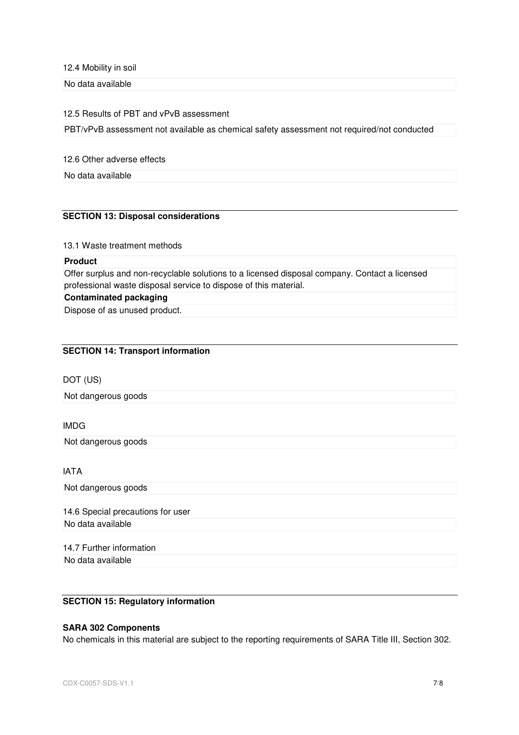12.4 Mobility in soil

No data available

12.5 Results of PBT and vPvB assessment

PBT/vPvB assessment not available as chemical safety assessment not required/not conducted

12.6 Other adverse effects

No data available

## SECTION 13: Disposal considerations

13.1 Waste treatment methods

**Product**

Offer surplus and non-recyclable solutions to a licensed disposal company. Contact a licensed professional waste disposal service to dispose of this material.

**Contaminated packaging**

Dispose of as unused product.

## SECTION 14: Transport information

DOT (US)

Not dangerous goods

IMDG

Not dangerous goods

IATA

Not dangerous goods

14.6 Special precautions for user

No data available

14.7 Further information

No data available

## SECTION 15: Regulatory information

**SARA 302 Components**

No chemicals in this material are subject to the reporting requirements of SARA Title III, Section 302.

CDX-C0057-SDS-V1.1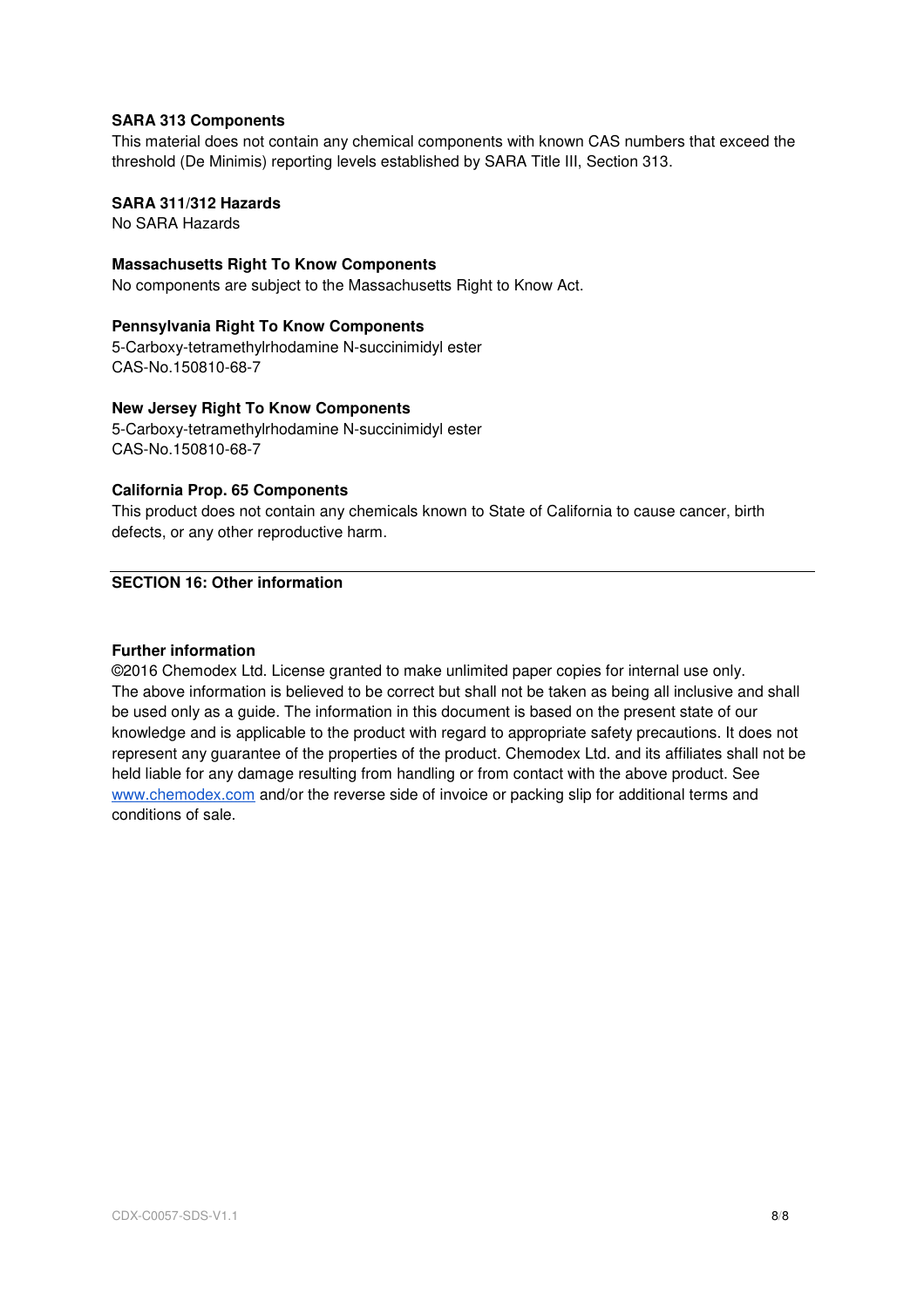**SARA 313 Components**

This material does not contain any chemical components with known CAS numbers that exceed the threshold (De Minimis) reporting levels established by SARA Title III, Section 313.

**SARA 311/312 Hazards**

No SARA Hazards

**Massachusetts Right To Know Components**

No components are subject to the Massachusetts Right to Know Act.

**Pennsylvania Right To Know Components**

5-Carboxy-tetramethylrhodamine N-succinimidyl ester
CAS-No.150810-68-7

**New Jersey Right To Know Components**

5-Carboxy-tetramethylrhodamine N-succinimidyl ester
CAS-No.150810-68-7

**California Prop. 65 Components**

This product does not contain any chemicals known to State of California to cause cancer, birth defects, or any other reproductive harm.

## SECTION 16: Other information

**Further information**

©2016 Chemodex Ltd. License granted to make unlimited paper copies for internal use only.
The above information is believed to be correct but shall not be taken as being all inclusive and shall be used only as a guide. The information in this document is based on the present state of our knowledge and is applicable to the product with regard to appropriate safety precautions. It does not represent any guarantee of the properties of the product. Chemodex Ltd. and its affiliates shall not be held liable for any damage resulting from handling or from contact with the above product. See www.chemodex.com and/or the reverse side of invoice or packing slip for additional terms and conditions of sale.